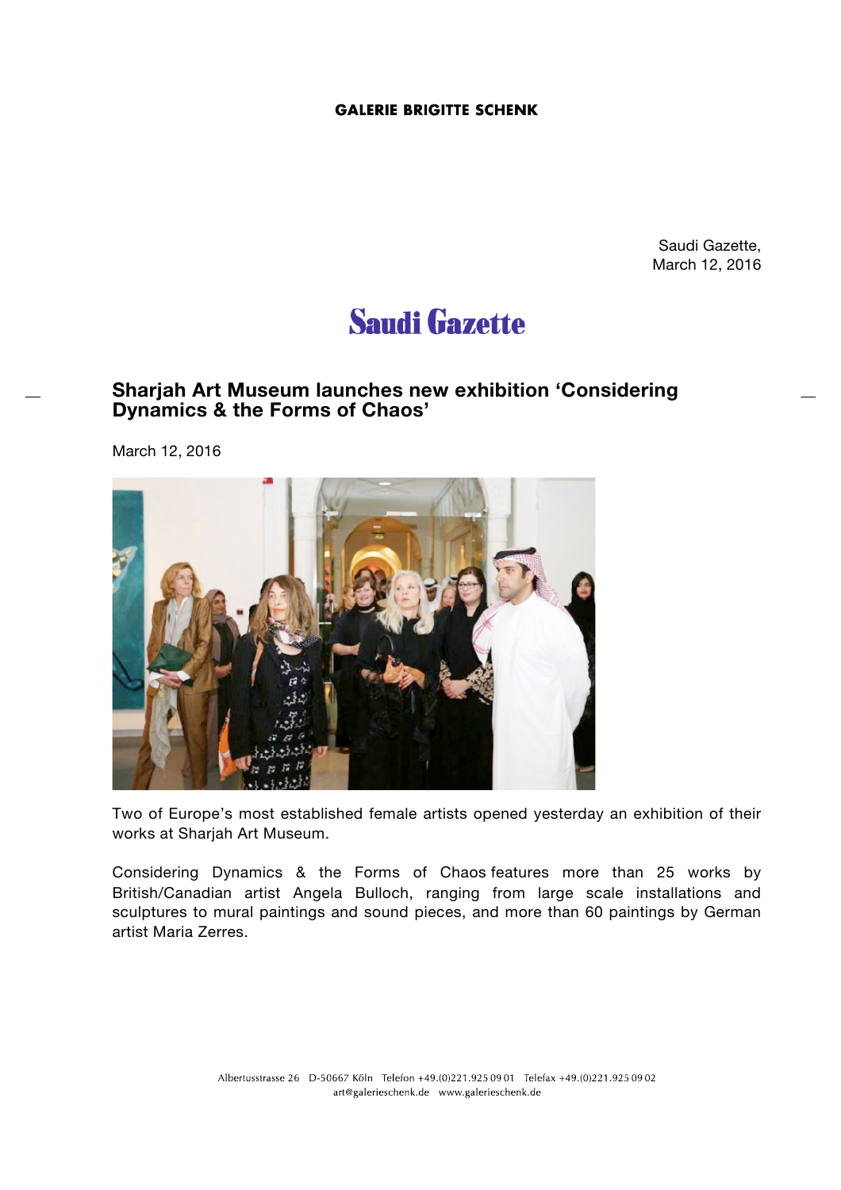GALERIE BRIGITTE SCHENK

Saudi Gazette,
March 12, 2016

Saudi Gazette

## Sharjah Art Museum launches new exhibition 'Considering Dynamics & the Forms of Chaos'

March 12, 2016

Two of Europe's most established female artists opened yesterday an exhibition of their works at Sharjah Art Museum.

Considering Dynamics & the Forms of Chaos features more than 25 works by British/Canadian artist Angela Bulloch, ranging from large scale installations and sculptures to mural paintings and sound pieces, and more than 60 paintings by German artist Maria Zerres.

Albertusstrasse 26 D-50667 Köln Telefon +49.(0)221.925 09 01 Telefax +49.(0)221.925 09 02
art@galerieschenk.de www.galerieschenk.de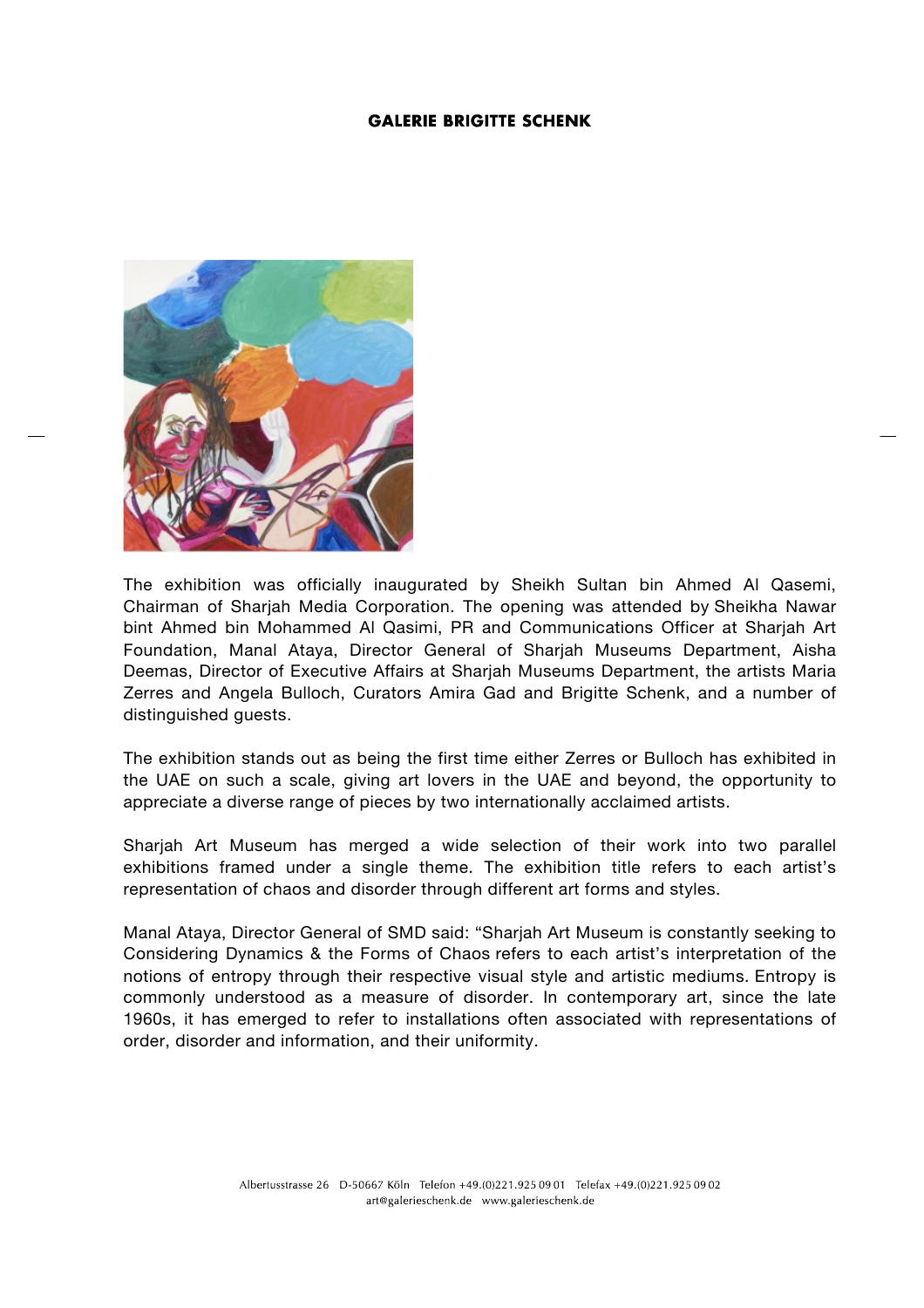The exhibition was officially inaugurated by Sheikh Sultan bin Ahmed Al Qasemi, Chairman of Sharjah Media Corporation. The opening was attended by Sheikha Nawar bint Ahmed bin Mohammed Al Qasimi, PR and Communications Officer at Sharjah Art Foundation, Manal Ataya, Director General of Sharjah Museums Department, Aisha Deemas, Director of Executive Affairs at Sharjah Museums Department, the artists Maria Zerres and Angela Bulloch, Curators Amira Gad and Brigitte Schenk, and a number of distinguished guests.

The exhibition stands out as being the first time either Zerres or Bulloch has exhibited in the UAE on such a scale, giving art lovers in the UAE and beyond, the opportunity to appreciate a diverse range of pieces by two internationally acclaimed artists.

Sharjah Art Museum has merged a wide selection of their work into two parallel exhibitions framed under a single theme. The exhibition title refers to each artist's representation of chaos and disorder through different art forms and styles.

Manal Ataya, Director General of SMD said: "Sharjah Art Museum is constantly seeking to Considering Dynamics & the Forms of Chaos refers to each artist's interpretation of the notions of entropy through their respective visual style and artistic mediums. Entropy is commonly understood as a measure of disorder. In contemporary art, since the late 1960s, it has emerged to refer to installations often associated with representations of order, disorder and information, and their uniformity.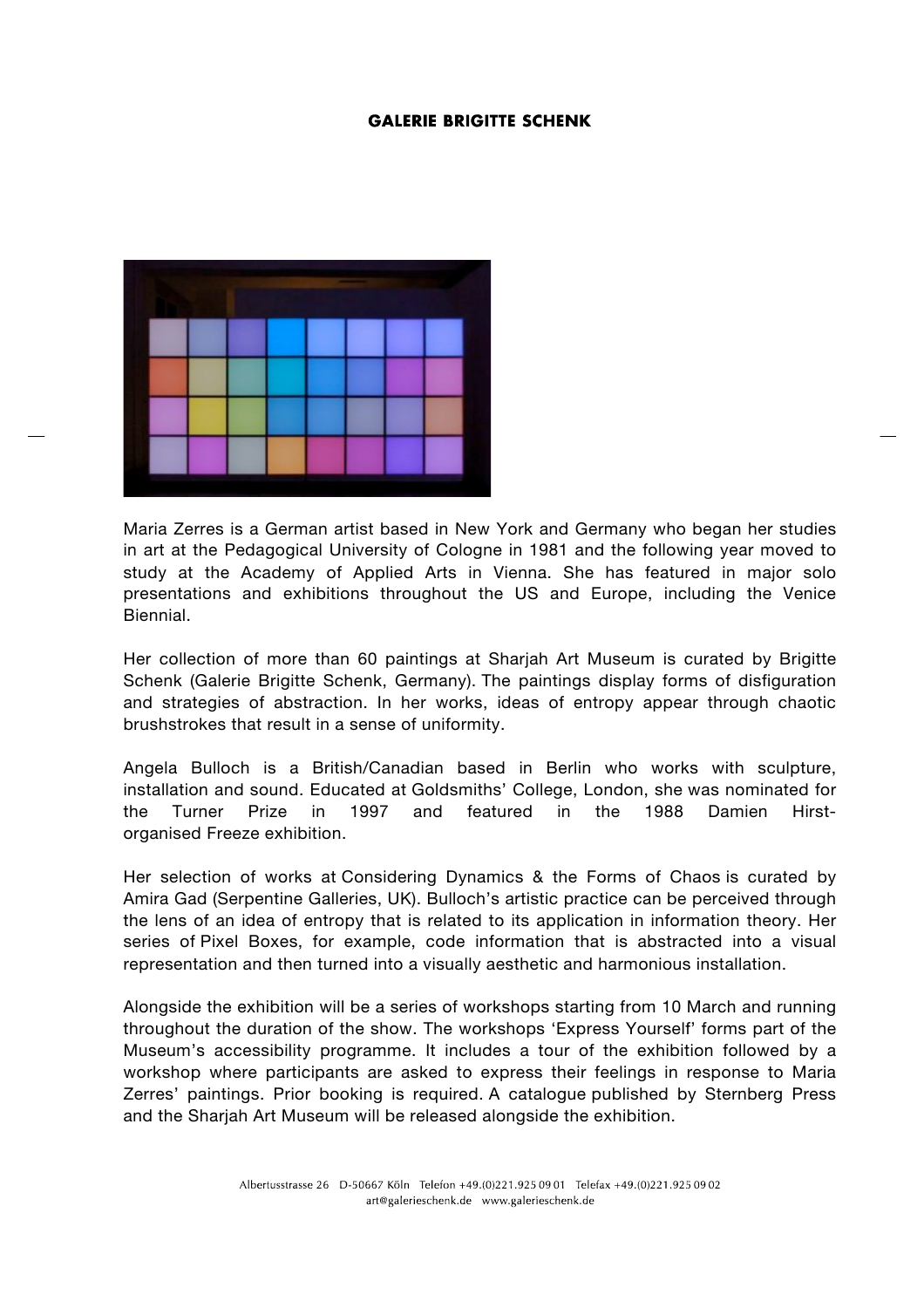Maria Zerres is a German artist based in New York and Germany who began her studies in art at the Pedagogical University of Cologne in 1981 and the following year moved to study at the Academy of Applied Arts in Vienna. She has featured in major solo presentations and exhibitions throughout the US and Europe, including the Venice Biennial.

Her collection of more than 60 paintings at Sharjah Art Museum is curated by Brigitte Schenk (Galerie Brigitte Schenk, Germany). The paintings display forms of disfiguration and strategies of abstraction. In her works, ideas of entropy appear through chaotic brushstrokes that result in a sense of uniformity.

Angela Bulloch is a British/Canadian based in Berlin who works with sculpture, installation and sound. Educated at Goldsmiths' College, London, she was nominated for the Turner Prize in 1997 and featured in the 1988 Damien Hirst-organised Freeze exhibition.

Her selection of works at Considering Dynamics & the Forms of Chaos is curated by Amira Gad (Serpentine Galleries, UK). Bulloch's artistic practice can be perceived through the lens of an idea of entropy that is related to its application in information theory. Her series of Pixel Boxes, for example, code information that is abstracted into a visual representation and then turned into a visually aesthetic and harmonious installation.

Alongside the exhibition will be a series of workshops starting from 10 March and running throughout the duration of the show. The workshops 'Express Yourself' forms part of the Museum's accessibility programme. It includes a tour of the exhibition followed by a workshop where participants are asked to express their feelings in response to Maria Zerres' paintings. Prior booking is required. A catalogue published by Sternberg Press and the Sharjah Art Museum will be released alongside the exhibition.